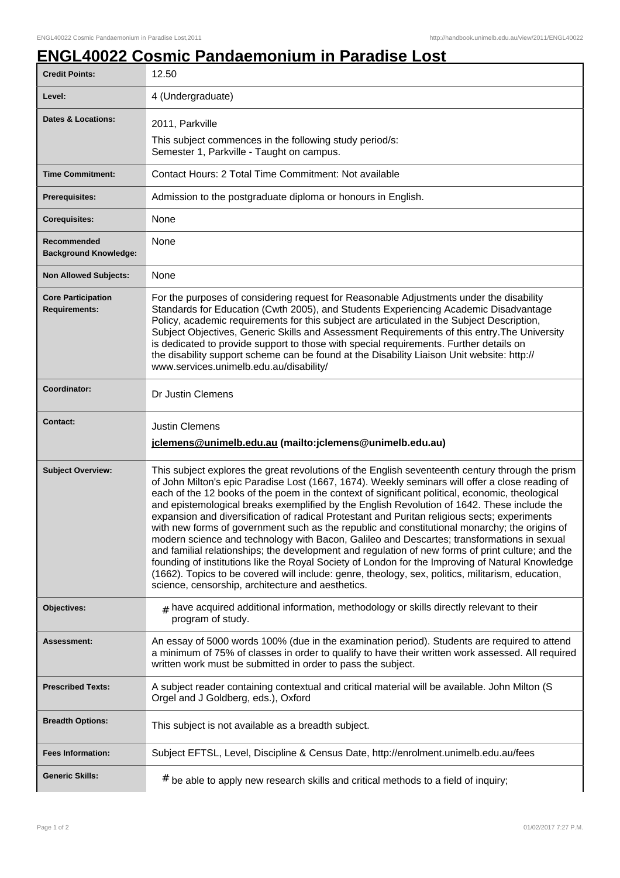# ENGL40022 Cosmic Pandaemonium in Paradise Lost

| | |
|---|---|
| **Credit Points:** | 12.50 |
| **Level:** | 4 (Undergraduate) |
| **Dates & Locations:** | 2011, Parkville<br>This subject commences in the following study period/s:<br>Semester 1, Parkville - Taught on campus. |
| **Time Commitment:** | Contact Hours: 2 Total Time Commitment: Not available |
| **Prerequisites:** | Admission to the postgraduate diploma or honours in English. |
| **Corequisites:** | None |
| **Recommended Background Knowledge:** | None |
| **Non Allowed Subjects:** | None |
| **Core Participation Requirements:** | For the purposes of considering request for Reasonable Adjustments under the disability Standards for Education (Cwth 2005), and Students Experiencing Academic Disadvantage Policy, academic requirements for this subject are articulated in the Subject Description, Subject Objectives, Generic Skills and Assessment Requirements of this entry.The University is dedicated to provide support to those with special requirements. Further details on the disability support scheme can be found at the Disability Liaison Unit website: http://www.services.unimelb.edu.au/disability/ |
| **Coordinator:** | Dr Justin Clemens |
| **Contact:** | Justin Clemens<br>**jclemens@unimelb.edu.au (mailto:jclemens@unimelb.edu.au)** |
| **Subject Overview:** | This subject explores the great revolutions of the English seventeenth century through the prism of John Milton's epic Paradise Lost (1667, 1674). Weekly seminars will offer a close reading of each of the 12 books of the poem in the context of significant political, economic, theological and epistemological breaks exemplified by the English Revolution of 1642. These include the expansion and diversification of radical Protestant and Puritan religious sects; experiments with new forms of government such as the republic and constitutional monarchy; the origins of modern science and technology with Bacon, Galileo and Descartes; transformations in sexual and familial relationships; the development and regulation of new forms of print culture; and the founding of institutions like the Royal Society of London for the Improving of Natural Knowledge (1662). Topics to be covered will include: genre, theology, sex, politics, militarism, education, science, censorship, architecture and aesthetics. |
| **Objectives:** | # have acquired additional information, methodology or skills directly relevant to their program of study. |
| **Assessment:** | An essay of 5000 words 100% (due in the examination period). Students are required to attend a minimum of 75% of classes in order to qualify to have their written work assessed. All required written work must be submitted in order to pass the subject. |
| **Prescribed Texts:** | A subject reader containing contextual and critical material will be available. John Milton (S Orgel and J Goldberg, eds.), Oxford |
| **Breadth Options:** | This subject is not available as a breadth subject. |
| **Fees Information:** | Subject EFTSL, Level, Discipline & Census Date, http://enrolment.unimelb.edu.au/fees |
| **Generic Skills:** | # be able to apply new research skills and critical methods to a field of inquiry; |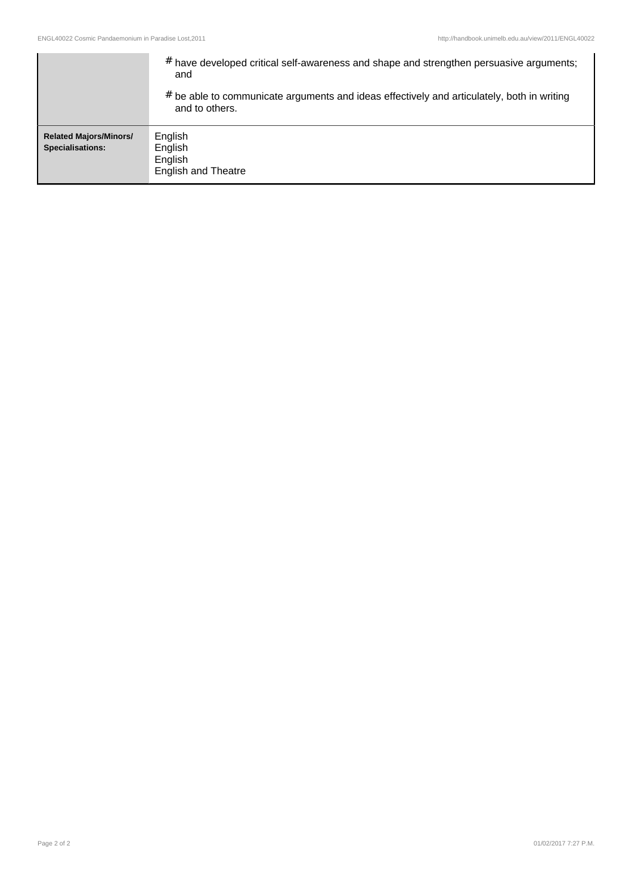| | |
|---|---|
| | # have developed critical self-awareness and shape and strengthen persuasive arguments; and<br><br># be able to communicate arguments and ideas effectively and articulately, both in writing and to others. |
| **Related Majors/Minors/ Specialisations:** | English<br>English<br>English<br>English and Theatre |